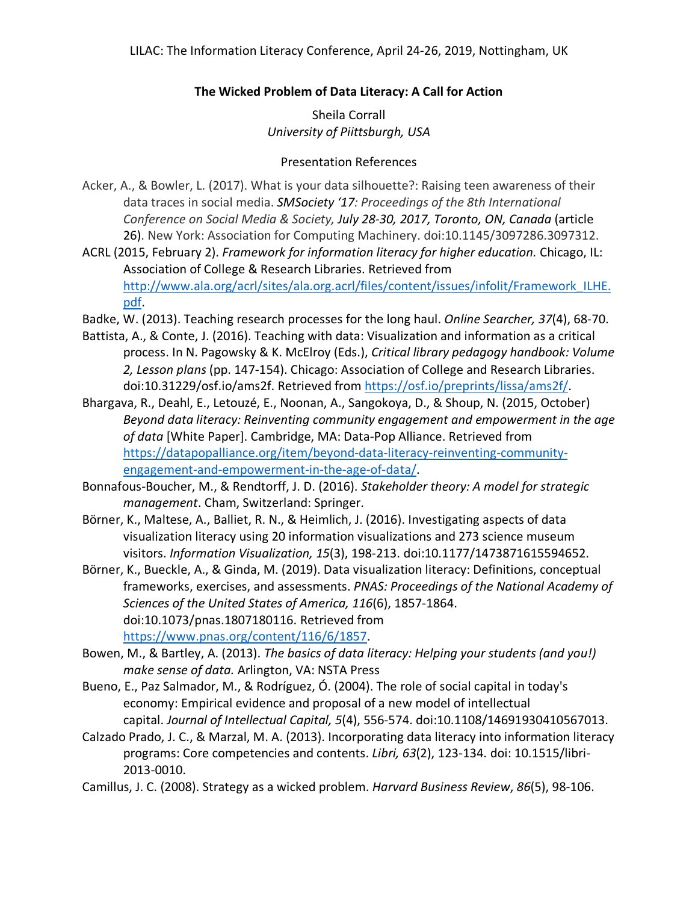LILAC: The Information Literacy Conference, April 24-26, 2019, Nottingham, UK

**The Wicked Problem of Data Literacy: A Call for Action**

Sheila Corrall
*University of Piittsburgh, USA*

Presentation References

Acker, A., & Bowler, L. (2017). What is your data silhouette?: Raising teen awareness of their data traces in social media. *SMSociety '17: Proceedings of the 8th International Conference on Social Media & Society, July 28-30, 2017, Toronto, ON, Canada* (article 26). New York: Association for Computing Machinery. doi:10.1145/3097286.3097312.

ACRL (2015, February 2). *Framework for information literacy for higher education.* Chicago, IL: Association of College & Research Libraries. Retrieved from [http://www.ala.org/acrl/sites/ala.org.acrl/files/content/issues/infolit/Framework_ILHE.pdf](http://www.ala.org/acrl/sites/ala.org.acrl/files/content/issues/infolit/Framework_ILHE.pdf).

Badke, W. (2013). Teaching research processes for the long haul. *Online Searcher, 37*(4), 68-70.

Battista, A., & Conte, J. (2016). Teaching with data: Visualization and information as a critical process. In N. Pagowsky & K. McElroy (Eds.), *Critical library pedagogy handbook: Volume 2, Lesson plans* (pp. 147-154). Chicago: Association of College and Research Libraries. doi:10.31229/osf.io/ams2f. Retrieved from [https://osf.io/preprints/lissa/ams2f/](https://osf.io/preprints/lissa/ams2f/).

Bhargava, R., Deahl, E., Letouzé, E., Noonan, A., Sangokoya, D., & Shoup, N. (2015, October) *Beyond data literacy: Reinventing community engagement and empowerment in the age of data* [White Paper]. Cambridge, MA: Data-Pop Alliance. Retrieved from [https://datapopalliance.org/item/beyond-data-literacy-reinventing-community-engagement-and-empowerment-in-the-age-of-data/](https://datapopalliance.org/item/beyond-data-literacy-reinventing-community-engagement-and-empowerment-in-the-age-of-data/).

Bonnafous-Boucher, M., & Rendtorff, J. D. (2016). *Stakeholder theory: A model for strategic management*. Cham, Switzerland: Springer.

Börner, K., Maltese, A., Balliet, R. N., & Heimlich, J. (2016). Investigating aspects of data visualization literacy using 20 information visualizations and 273 science museum visitors. *Information Visualization, 15*(3), 198-213. doi:10.1177/1473871615594652.

Börner, K., Bueckle, A., & Ginda, M. (2019). Data visualization literacy: Definitions, conceptual frameworks, exercises, and assessments. *PNAS: Proceedings of the National Academy of Sciences of the United States of America, 116*(6), 1857-1864. doi:10.1073/pnas.1807180116. Retrieved from [https://www.pnas.org/content/116/6/1857](https://www.pnas.org/content/116/6/1857).

Bowen, M., & Bartley, A. (2013). *The basics of data literacy: Helping your students (and you!) make sense of data.* Arlington, VA: NSTA Press

Bueno, E., Paz Salmador, M., & Rodríguez, Ó. (2004). The role of social capital in today's economy: Empirical evidence and proposal of a new model of intellectual capital. *Journal of Intellectual Capital, 5*(4), 556-574. doi:10.1108/14691930410567013.

Calzado Prado, J. C., & Marzal, M. A. (2013). Incorporating data literacy into information literacy programs: Core competencies and contents. *Libri, 63*(2), 123-134. doi: 10.1515/libri-2013-0010.

Camillus, J. C. (2008). Strategy as a wicked problem. *Harvard Business Review*, *86*(5), 98-106.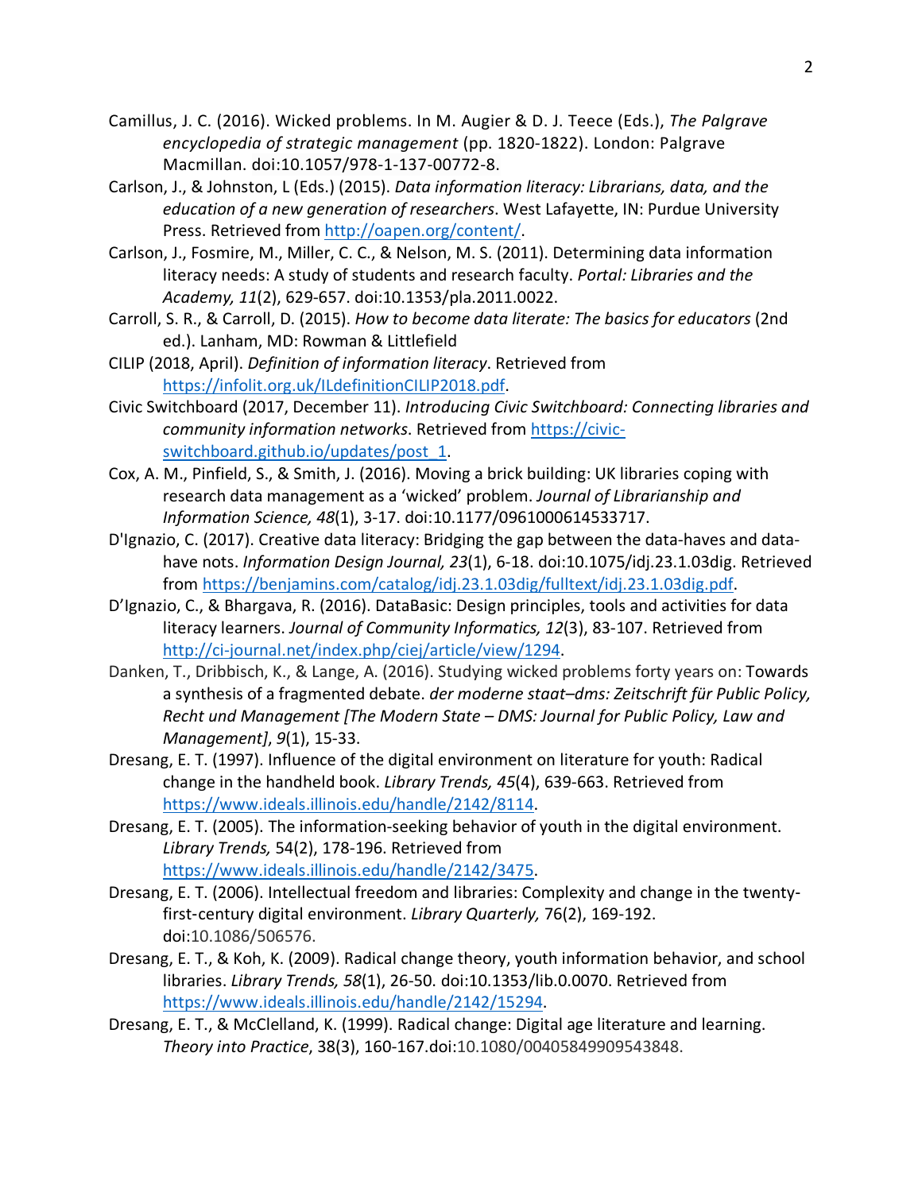Camillus, J. C. (2016). Wicked problems. In M. Augier & D. J. Teece (Eds.), *The Palgrave encyclopedia of strategic management* (pp. 1820-1822). London: Palgrave Macmillan. doi:10.1057/978-1-137-00772-8.

Carlson, J., & Johnston, L (Eds.) (2015). *Data information literacy: Librarians, data, and the education of a new generation of researchers*. West Lafayette, IN: Purdue University Press. Retrieved from http://oapen.org/content/.

Carlson, J., Fosmire, M., Miller, C. C., & Nelson, M. S. (2011). Determining data information literacy needs: A study of students and research faculty. *Portal: Libraries and the Academy, 11*(2), 629-657. doi:10.1353/pla.2011.0022.

Carroll, S. R., & Carroll, D. (2015). *How to become data literate: The basics for educators* (2nd ed.). Lanham, MD: Rowman & Littlefield

CILIP (2018, April). *Definition of information literacy*. Retrieved from https://infolit.org.uk/ILdefinitionCILIP2018.pdf.

Civic Switchboard (2017, December 11). *Introducing Civic Switchboard: Connecting libraries and community information networks*. Retrieved from https://civic-switchboard.github.io/updates/post_1.

Cox, A. M., Pinfield, S., & Smith, J. (2016). Moving a brick building: UK libraries coping with research data management as a 'wicked' problem. *Journal of Librarianship and Information Science, 48*(1), 3-17. doi:10.1177/0961000614533717.

D'Ignazio, C. (2017). Creative data literacy: Bridging the gap between the data-haves and data-have nots. *Information Design Journal, 23*(1), 6-18. doi:10.1075/idj.23.1.03dig. Retrieved from https://benjamins.com/catalog/idj.23.1.03dig/fulltext/idj.23.1.03dig.pdf.

D'Ignazio, C., & Bhargava, R. (2016). DataBasic: Design principles, tools and activities for data literacy learners. *Journal of Community Informatics, 12*(3), 83-107. Retrieved from http://ci-journal.net/index.php/ciej/article/view/1294.

Danken, T., Dribbisch, K., & Lange, A. (2016). Studying wicked problems forty years on: Towards a synthesis of a fragmented debate. *der moderne staat–dms: Zeitschrift für Public Policy, Recht und Management [The Modern State – DMS: Journal for Public Policy, Law and Management]*, *9*(1), 15-33.

Dresang, E. T. (1997). Influence of the digital environment on literature for youth: Radical change in the handheld book. *Library Trends, 45*(4), 639-663. Retrieved from https://www.ideals.illinois.edu/handle/2142/8114.

Dresang, E. T. (2005). The information-seeking behavior of youth in the digital environment. *Library Trends,* 54(2), 178-196. Retrieved from https://www.ideals.illinois.edu/handle/2142/3475.

Dresang, E. T. (2006). Intellectual freedom and libraries: Complexity and change in the twenty-first-century digital environment. *Library Quarterly,* 76(2), 169-192. doi:10.1086/506576.

Dresang, E. T., & Koh, K. (2009). Radical change theory, youth information behavior, and school libraries. *Library Trends, 58*(1), 26-50. doi:10.1353/lib.0.0070. Retrieved from https://www.ideals.illinois.edu/handle/2142/15294.

Dresang, E. T., & McClelland, K. (1999). Radical change: Digital age literature and learning. *Theory into Practice*, 38(3), 160-167.doi:10.1080/00405849909543848.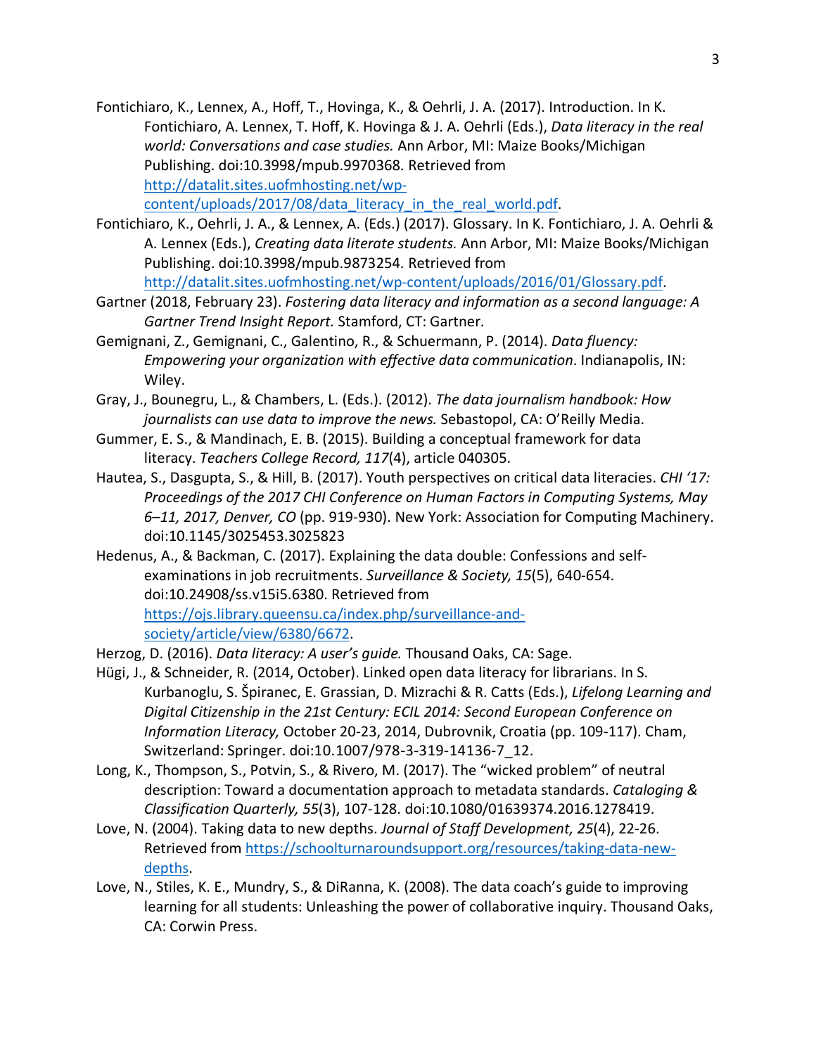Fontichiaro, K., Lennex, A., Hoff, T., Hovinga, K., & Oehrli, J. A. (2017). Introduction. In K. Fontichiaro, A. Lennex, T. Hoff, K. Hovinga & J. A. Oehrli (Eds.), *Data literacy in the real world: Conversations and case studies.* Ann Arbor, MI: Maize Books/Michigan Publishing. doi:10.3998/mpub.9970368. Retrieved from http://datalit.sites.uofmhosting.net/wp-content/uploads/2017/08/data_literacy_in_the_real_world.pdf.

Fontichiaro, K., Oehrli, J. A., & Lennex, A. (Eds.) (2017). Glossary. In K. Fontichiaro, J. A. Oehrli & A. Lennex (Eds.), *Creating data literate students.* Ann Arbor, MI: Maize Books/Michigan Publishing. doi:10.3998/mpub.9873254. Retrieved from http://datalit.sites.uofmhosting.net/wp-content/uploads/2016/01/Glossary.pdf.

Gartner (2018, February 23). *Fostering data literacy and information as a second language: A Gartner Trend Insight Report.* Stamford, CT: Gartner.

Gemignani, Z., Gemignani, C., Galentino, R., & Schuermann, P. (2014). *Data fluency: Empowering your organization with effective data communication*. Indianapolis, IN: Wiley.

Gray, J., Bounegru, L., & Chambers, L. (Eds.). (2012). *The data journalism handbook: How journalists can use data to improve the news.* Sebastopol, CA: O'Reilly Media.

Gummer, E. S., & Mandinach, E. B. (2015). Building a conceptual framework for data literacy. *Teachers College Record, 117*(4), article 040305.

Hautea, S., Dasgupta, S., & Hill, B. (2017). Youth perspectives on critical data literacies. *CHI '17: Proceedings of the 2017 CHI Conference on Human Factors in Computing Systems, May 6–11, 2017, Denver, CO* (pp. 919-930). New York: Association for Computing Machinery. doi:10.1145/3025453.3025823

Hedenus, A., & Backman, C. (2017). Explaining the data double: Confessions and self-examinations in job recruitments. *Surveillance & Society, 15*(5), 640-654. doi:10.24908/ss.v15i5.6380. Retrieved from https://ojs.library.queensu.ca/index.php/surveillance-and-society/article/view/6380/6672.

Herzog, D. (2016). *Data literacy: A user's guide.* Thousand Oaks, CA: Sage.

Hügi, J., & Schneider, R. (2014, October). Linked open data literacy for librarians. In S. Kurbanoglu, S. Špiranec, E. Grassian, D. Mizrachi & R. Catts (Eds.), *Lifelong Learning and Digital Citizenship in the 21st Century: ECIL 2014: Second European Conference on Information Literacy,* October 20-23, 2014, Dubrovnik, Croatia (pp. 109-117). Cham, Switzerland: Springer. doi:10.1007/978-3-319-14136-7_12.

Long, K., Thompson, S., Potvin, S., & Rivero, M. (2017). The "wicked problem" of neutral description: Toward a documentation approach to metadata standards. *Cataloging & Classification Quarterly, 55*(3), 107-128. doi:10.1080/01639374.2016.1278419.

Love, N. (2004). Taking data to new depths. *Journal of Staff Development, 25*(4), 22-26. Retrieved from https://schoolturnaroundsupport.org/resources/taking-data-new-depths.

Love, N., Stiles, K. E., Mundry, S., & DiRanna, K. (2008). The data coach's guide to improving learning for all students: Unleashing the power of collaborative inquiry. Thousand Oaks, CA: Corwin Press.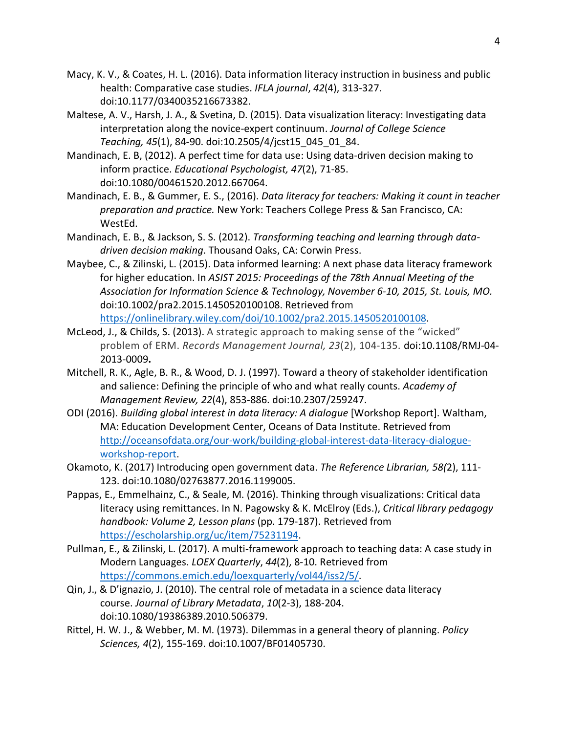Macy, K. V., & Coates, H. L. (2016). Data information literacy instruction in business and public health: Comparative case studies. *IFLA journal*, *42*(4), 313-327. doi:10.1177/0340035216673382.

Maltese, A. V., Harsh, J. A., & Svetina, D. (2015). Data visualization literacy: Investigating data interpretation along the novice-expert continuum. *Journal of College Science Teaching, 45*(1), 84-90. doi:10.2505/4/jcst15_045_01_84.

Mandinach, E. B, (2012). A perfect time for data use: Using data-driven decision making to inform practice. *Educational Psychologist, 47*(2), 71-85. doi:10.1080/00461520.2012.667064.

Mandinach, E. B., & Gummer, E. S., (2016). *Data literacy for teachers: Making it count in teacher preparation and practice.* New York: Teachers College Press & San Francisco, CA: WestEd.

Mandinach, E. B., & Jackson, S. S. (2012). *Transforming teaching and learning through data-driven decision making*. Thousand Oaks, CA: Corwin Press.

Maybee, C., & Zilinski, L. (2015). Data informed learning: A next phase data literacy framework for higher education. In *ASIST 2015: Proceedings of the 78th Annual Meeting of the Association for Information Science & Technology, November 6-10, 2015, St. Louis, MO.* doi:10.1002/pra2.2015.1450520100108. Retrieved from https://onlinelibrary.wiley.com/doi/10.1002/pra2.2015.1450520100108.

McLeod, J., & Childs, S. (2013). A strategic approach to making sense of the "wicked" problem of ERM. *Records Management Journal, 23*(2), 104-135. doi:10.1108/RMJ-04-2013-0009**.**

Mitchell, R. K., Agle, B. R., & Wood, D. J. (1997). Toward a theory of stakeholder identification and salience: Defining the principle of who and what really counts. *Academy of Management Review, 22*(4), 853-886. doi:10.2307/259247.

ODI (2016). *Building global interest in data literacy: A dialogue* [Workshop Report]. Waltham, MA: Education Development Center, Oceans of Data Institute. Retrieved from http://oceansofdata.org/our-work/building-global-interest-data-literacy-dialogue-workshop-report.

Okamoto, K. (2017) Introducing open government data. *The Reference Librarian, 58(*2), 111-123. doi:10.1080/02763877.2016.1199005.

Pappas, E., Emmelhainz, C., & Seale, M. (2016). Thinking through visualizations: Critical data literacy using remittances. In N. Pagowsky & K. McElroy (Eds.), *Critical library pedagogy handbook: Volume 2, Lesson plans* (pp. 179-187). Retrieved from https://escholarship.org/uc/item/75231194.

Pullman, E., & Zilinski, L. (2017). A multi-framework approach to teaching data: A case study in Modern Languages. *LOEX Quarterly*, *44*(2), 8-10. Retrieved from https://commons.emich.edu/loexquarterly/vol44/iss2/5/.

Qin, J., & D'ignazio, J. (2010). The central role of metadata in a science data literacy course. *Journal of Library Metadata*, *10*(2-3), 188-204. doi:10.1080/19386389.2010.506379.

Rittel, H. W. J., & Webber, M. M. (1973). Dilemmas in a general theory of planning. *Policy Sciences, 4*(2), 155-169. doi:10.1007/BF01405730.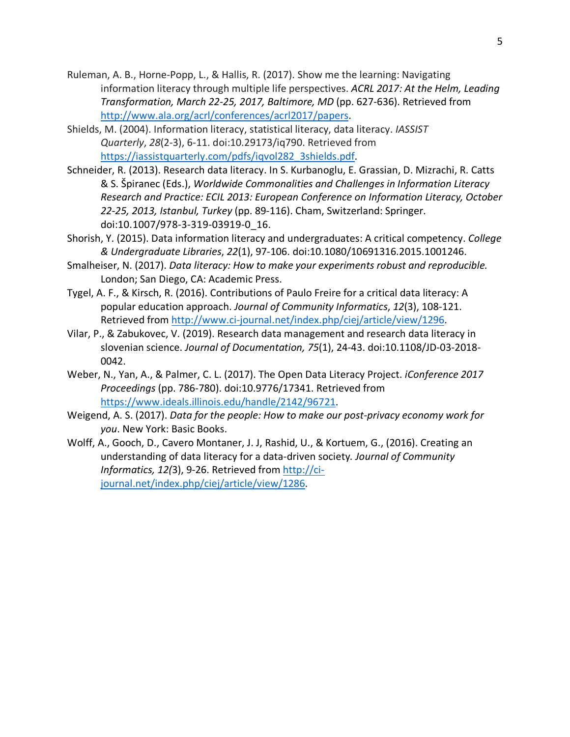Ruleman, A. B., Horne-Popp, L., & Hallis, R. (2017). Show me the learning: Navigating information literacy through multiple life perspectives. *ACRL 2017: At the Helm, Leading Transformation, March 22-25, 2017, Baltimore, MD* (pp. 627-636). Retrieved from http://www.ala.org/acrl/conferences/acrl2017/papers.

Shields, M. (2004). Information literacy, statistical literacy, data literacy. *IASSIST Quarterly*, *28*(2-3), 6-11. doi:10.29173/iq790. Retrieved from https://iassistquarterly.com/pdfs/iqvol282_3shields.pdf.

Schneider, R. (2013). Research data literacy. In S. Kurbanoglu, E. Grassian, D. Mizrachi, R. Catts & S. Špiranec (Eds.), *Worldwide Commonalities and Challenges in Information Literacy Research and Practice: ECIL 2013: European Conference on Information Literacy, October 22-25, 2013, Istanbul, Turkey* (pp. 89-116). Cham, Switzerland: Springer. doi:10.1007/978-3-319-03919-0_16.

Shorish, Y. (2015). Data information literacy and undergraduates: A critical competency. *College & Undergraduate Libraries*, *22*(1), 97-106. doi:10.1080/10691316.2015.1001246.

Smalheiser, N. (2017). *Data literacy: How to make your experiments robust and reproducible.* London; San Diego, CA: Academic Press.

Tygel, A. F., & Kirsch, R. (2016). Contributions of Paulo Freire for a critical data literacy: A popular education approach. *Journal of Community Informatics*, *12*(3), 108-121. Retrieved from http://www.ci-journal.net/index.php/ciej/article/view/1296.

Vilar, P., & Zabukovec, V. (2019). Research data management and research data literacy in slovenian science. *Journal of Documentation, 75*(1), 24-43. doi:10.1108/JD-03-2018-0042.

Weber, N., Yan, A., & Palmer, C. L. (2017). The Open Data Literacy Project. *iConference 2017 Proceedings* (pp. 786-780). doi:10.9776/17341. Retrieved from https://www.ideals.illinois.edu/handle/2142/96721.

Weigend, A. S. (2017). *Data for the people: How to make our post-privacy economy work for you*. New York: Basic Books.

Wolff, A., Gooch, D., Cavero Montaner, J. J, Rashid, U., & Kortuem, G., (2016). Creating an understanding of data literacy for a data-driven society. *Journal of Community Informatics, 12(*3), 9-26. Retrieved from http://ci-journal.net/index.php/ciej/article/view/1286.